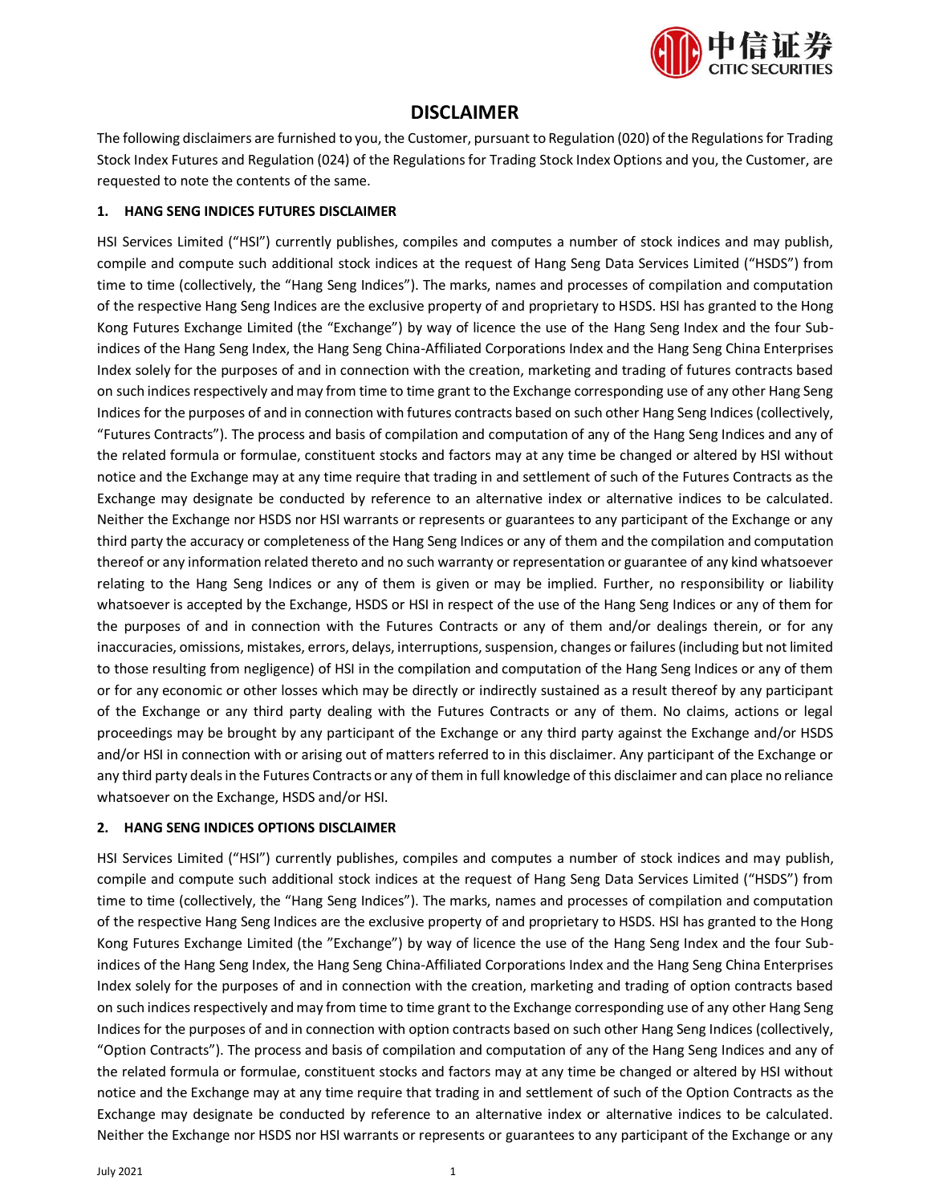# DISCLAIMER

The following disclaimers are furnished to you, the Customer, pursuant to Regulation (020) of the Regulations for Trading Stock Index Futures and Regulation (024) of the Regulations for Trading Stock Index Options and you, the Customer, are requested to note the contents of the same.

## 1. HANG SENG INDICES FUTURES DISCLAIMER

HSI Services Limited ("HSI") currently publishes, compiles and computes a number of stock indices and may publish, compile and compute such additional stock indices at the request of Hang Seng Data Services Limited ("HSDS") from time to time (collectively, the "Hang Seng Indices"). The marks, names and processes of compilation and computation of the respective Hang Seng Indices are the exclusive property of and proprietary to HSDS. HSI has granted to the Hong Kong Futures Exchange Limited (the "Exchange") by way of licence the use of the Hang Seng Index and the four Sub-indices of the Hang Seng Index, the Hang Seng China-Affiliated Corporations Index and the Hang Seng China Enterprises Index solely for the purposes of and in connection with the creation, marketing and trading of futures contracts based on such indices respectively and may from time to time grant to the Exchange corresponding use of any other Hang Seng Indices for the purposes of and in connection with futures contracts based on such other Hang Seng Indices (collectively, "Futures Contracts"). The process and basis of compilation and computation of any of the Hang Seng Indices and any of the related formula or formulae, constituent stocks and factors may at any time be changed or altered by HSI without notice and the Exchange may at any time require that trading in and settlement of such of the Futures Contracts as the Exchange may designate be conducted by reference to an alternative index or alternative indices to be calculated. Neither the Exchange nor HSDS nor HSI warrants or represents or guarantees to any participant of the Exchange or any third party the accuracy or completeness of the Hang Seng Indices or any of them and the compilation and computation thereof or any information related thereto and no such warranty or representation or guarantee of any kind whatsoever relating to the Hang Seng Indices or any of them is given or may be implied. Further, no responsibility or liability whatsoever is accepted by the Exchange, HSDS or HSI in respect of the use of the Hang Seng Indices or any of them for the purposes of and in connection with the Futures Contracts or any of them and/or dealings therein, or for any inaccuracies, omissions, mistakes, errors, delays, interruptions, suspension, changes or failures (including but not limited to those resulting from negligence) of HSI in the compilation and computation of the Hang Seng Indices or any of them or for any economic or other losses which may be directly or indirectly sustained as a result thereof by any participant of the Exchange or any third party dealing with the Futures Contracts or any of them. No claims, actions or legal proceedings may be brought by any participant of the Exchange or any third party against the Exchange and/or HSDS and/or HSI in connection with or arising out of matters referred to in this disclaimer. Any participant of the Exchange or any third party deals in the Futures Contracts or any of them in full knowledge of this disclaimer and can place no reliance whatsoever on the Exchange, HSDS and/or HSI.

## 2. HANG SENG INDICES OPTIONS DISCLAIMER

HSI Services Limited ("HSI") currently publishes, compiles and computes a number of stock indices and may publish, compile and compute such additional stock indices at the request of Hang Seng Data Services Limited ("HSDS") from time to time (collectively, the "Hang Seng Indices"). The marks, names and processes of compilation and computation of the respective Hang Seng Indices are the exclusive property of and proprietary to HSDS. HSI has granted to the Hong Kong Futures Exchange Limited (the "Exchange") by way of licence the use of the Hang Seng Index and the four Sub-indices of the Hang Seng Index, the Hang Seng China-Affiliated Corporations Index and the Hang Seng China Enterprises Index solely for the purposes of and in connection with the creation, marketing and trading of option contracts based on such indices respectively and may from time to time grant to the Exchange corresponding use of any other Hang Seng Indices for the purposes of and in connection with option contracts based on such other Hang Seng Indices (collectively, "Option Contracts"). The process and basis of compilation and computation of any of the Hang Seng Indices and any of the related formula or formulae, constituent stocks and factors may at any time be changed or altered by HSI without notice and the Exchange may at any time require that trading in and settlement of such of the Option Contracts as the Exchange may designate be conducted by reference to an alternative index or alternative indices to be calculated. Neither the Exchange nor HSDS nor HSI warrants or represents or guarantees to any participant of the Exchange or any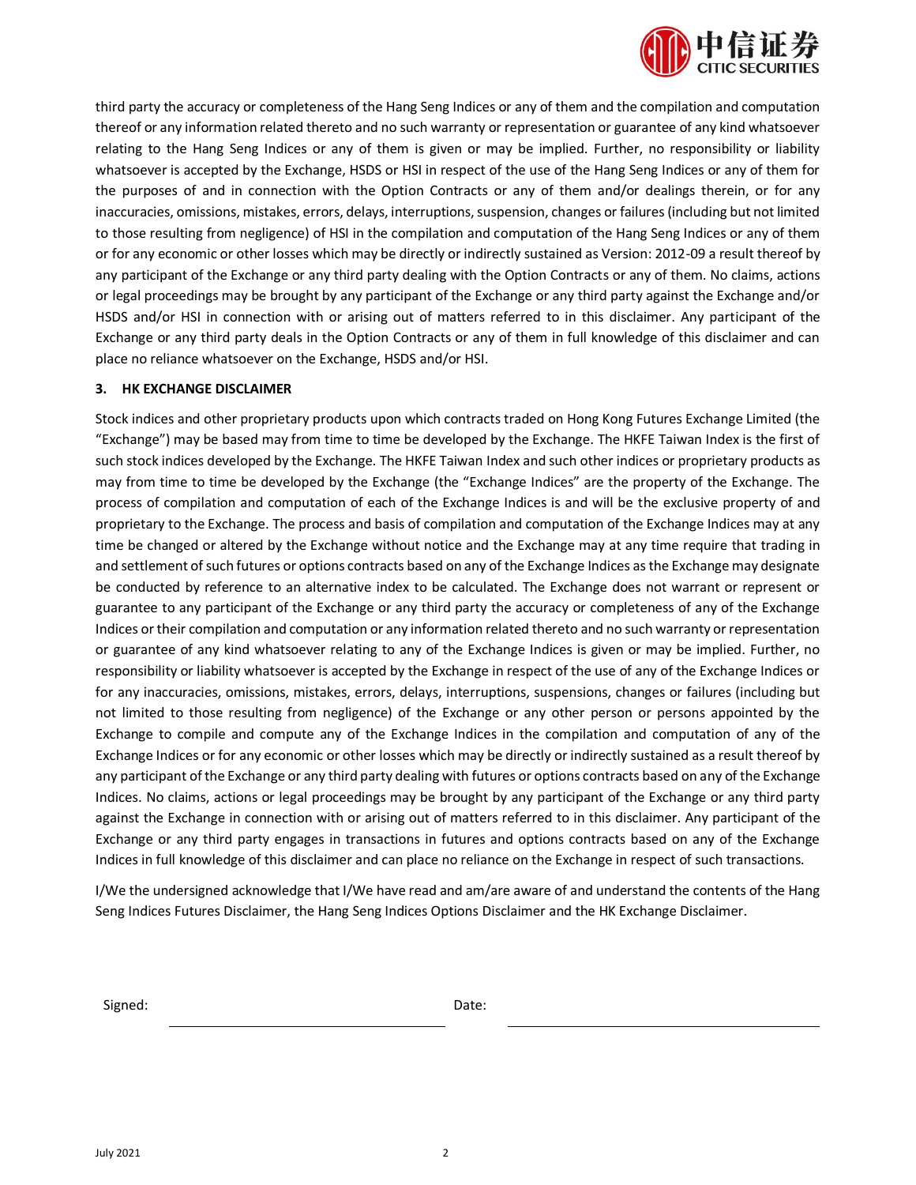third party the accuracy or completeness of the Hang Seng Indices or any of them and the compilation and computation thereof or any information related thereto and no such warranty or representation or guarantee of any kind whatsoever relating to the Hang Seng Indices or any of them is given or may be implied. Further, no responsibility or liability whatsoever is accepted by the Exchange, HSDS or HSI in respect of the use of the Hang Seng Indices or any of them for the purposes of and in connection with the Option Contracts or any of them and/or dealings therein, or for any inaccuracies, omissions, mistakes, errors, delays, interruptions, suspension, changes or failures (including but not limited to those resulting from negligence) of HSI in the compilation and computation of the Hang Seng Indices or any of them or for any economic or other losses which may be directly or indirectly sustained as Version: 2012-09 a result thereof by any participant of the Exchange or any third party dealing with the Option Contracts or any of them. No claims, actions or legal proceedings may be brought by any participant of the Exchange or any third party against the Exchange and/or HSDS and/or HSI in connection with or arising out of matters referred to in this disclaimer. Any participant of the Exchange or any third party deals in the Option Contracts or any of them in full knowledge of this disclaimer and can place no reliance whatsoever on the Exchange, HSDS and/or HSI.

**3. HK EXCHANGE DISCLAIMER**

Stock indices and other proprietary products upon which contracts traded on Hong Kong Futures Exchange Limited (the "Exchange") may be based may from time to time be developed by the Exchange. The HKFE Taiwan Index is the first of such stock indices developed by the Exchange. The HKFE Taiwan Index and such other indices or proprietary products as may from time to time be developed by the Exchange (the "Exchange Indices" are the property of the Exchange. The process of compilation and computation of each of the Exchange Indices is and will be the exclusive property of and proprietary to the Exchange. The process and basis of compilation and computation of the Exchange Indices may at any time be changed or altered by the Exchange without notice and the Exchange may at any time require that trading in and settlement of such futures or options contracts based on any of the Exchange Indices as the Exchange may designate be conducted by reference to an alternative index to be calculated. The Exchange does not warrant or represent or guarantee to any participant of the Exchange or any third party the accuracy or completeness of any of the Exchange Indices or their compilation and computation or any information related thereto and no such warranty or representation or guarantee of any kind whatsoever relating to any of the Exchange Indices is given or may be implied. Further, no responsibility or liability whatsoever is accepted by the Exchange in respect of the use of any of the Exchange Indices or for any inaccuracies, omissions, mistakes, errors, delays, interruptions, suspensions, changes or failures (including but not limited to those resulting from negligence) of the Exchange or any other person or persons appointed by the Exchange to compile and compute any of the Exchange Indices in the compilation and computation of any of the Exchange Indices or for any economic or other losses which may be directly or indirectly sustained as a result thereof by any participant of the Exchange or any third party dealing with futures or options contracts based on any of the Exchange Indices. No claims, actions or legal proceedings may be brought by any participant of the Exchange or any third party against the Exchange in connection with or arising out of matters referred to in this disclaimer. Any participant of the Exchange or any third party engages in transactions in futures and options contracts based on any of the Exchange Indices in full knowledge of this disclaimer and can place no reliance on the Exchange in respect of such transactions.

I/We the undersigned acknowledge that I/We have read and am/are aware of and understand the contents of the Hang Seng Indices Futures Disclaimer, the Hang Seng Indices Options Disclaimer and the HK Exchange Disclaimer.

Signed: ______________________________ Date: ______________________________

July 2021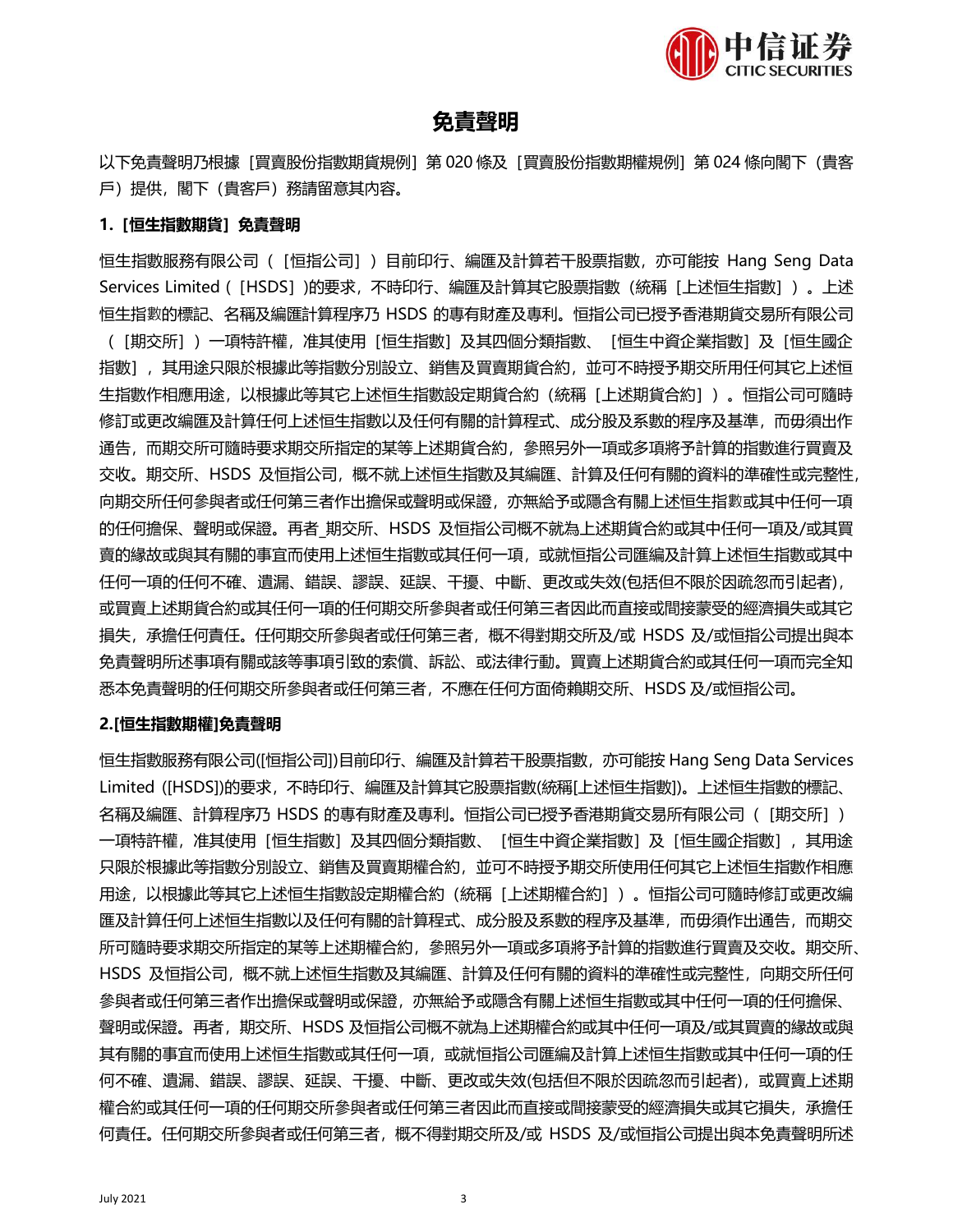# 免責聲明

以下免責聲明乃根據［買賣股份指數期貨規例］第 020 條及［買賣股份指數期權規例］第 024 條向閣下（貴客戶）提供，閣下（貴客戶）務請留意其內容。

**1.［恒生指數期貨］免責聲明**

恒生指數服務有限公司（［恒指公司］）目前印行、編匯及計算若干股票指數，亦可能按 Hang Seng Data Services Limited（［HSDS］)的要求，不時印行、編匯及計算其它股票指數（統稱［上述恒生指數］）。上述恒生指數的標記、名稱及編匯計算程序乃 HSDS 的專有財產及專利。恒指公司已授予香港期貨交易所有限公司（［期交所］）一項特許權，准其使用［恒生指數］及其四個分類指數、［恒生中資企業指數］及［恒生國企指數］，其用途只限於根據此等指數分別設立、銷售及買賣期貨合約，並可不時授予期交所用任何其它上述恒生指數作相應用途，以根據此等其它上述恒生指數設定期貨合約（統稱［上述期貨合約］）。恒指公司可隨時修訂或更改編匯及計算任何上述恒生指數以及任何有關的計算程式、成分股及系數的程序及基準，而毋須出作通告，而期交所可隨時要求期交所指定的某等上述期貨合約，參照另外一項或多項將予計算的指數進行買賣及交收。期交所、HSDS 及恒指公司，概不就上述恒生指數及其編匯、計算及任何有關的資料的準確性或完整性，向期交所任何參與者或任何第三者作出擔保或聲明或保證，亦無給予或隱含有關上述恒生指數或其中任何一項的任何擔保、聲明或保證。再者_期交所、HSDS 及恒指公司概不就為上述期貨合約或其中任何一項及/或其買賣的緣故或與其有關的事宜而使用上述恒生指數或其任何一項，或就恒指公司匯編及計算上述恒生指數或其中任何一項的任何不確、遺漏、錯誤、謬誤、延誤、干擾、中斷、更改或失效(包括但不限於因疏忽而引起者)，或買賣上述期貨合約或其任何一項的任何期交所參與者或任何第三者因此而直接或間接蒙受的經濟損失或其它損失，承擔任何責任。任何期交所參與者或任何第三者，概不得對期交所及/或 HSDS 及/或恒指公司提出與本免責聲明所述事項有關或該等事項引致的索償、訴訟、或法律行動。買賣上述期貨合約或其任何一項而完全知悉本免責聲明的任何期交所參與者或任何第三者，不應在任何方面倚賴期交所、HSDS 及/或恒指公司。

**2.[恒生指數期權]免責聲明**

恒生指數服務有限公司([恒指公司])目前印行、編匯及計算若干股票指數，亦可能按 Hang Seng Data Services Limited ([HSDS])的要求，不時印行、編匯及計算其它股票指數(統稱[上述恒生指數])。上述恒生指數的標記、名稱及編匯、計算程序乃 HSDS 的專有財產及專利。恒指公司已授予香港期貨交易所有限公司（［期交所］）一項特許權，准其使用［恒生指數］及其四個分類指數、［恒生中資企業指數］及［恒生國企指數］，其用途只限於根據此等指數分別設立、銷售及買賣期權合約，並可不時授予期交所使用任何其它上述恒生指數作相應用途，以根據此等其它上述恒生指數設定期權合約（統稱［上述期權合約］）。恒指公司可隨時修訂或更改編匯及計算任何上述恒生指數以及任何有關的計算程式、成分股及系數的程序及基準，而毋須作出通告，而期交所可隨時要求期交所指定的某等上述期權合約，參照另外一項或多項將予計算的指數進行買賣及交收。期交所、HSDS 及恒指公司，概不就上述恒生指數及其編匯、計算及任何有關的資料的準確性或完整性，向期交所任何參與者或任何第三者作出擔保或聲明或保證，亦無給予或隱含有關上述恒生指數或其中任何一項的任何擔保、聲明或保證。再者，期交所、HSDS 及恒指公司概不就為上述期權合約或其中任何一項及/或其買賣的緣故或與其有關的事宜而使用上述恒生指數或其任何一項，或就恒指公司匯編及計算上述恒生指數或其中任何一項的任何不確、遺漏、錯誤、謬誤、延誤、干擾、中斷、更改或失效(包括但不限於因疏忽而引起者)，或買賣上述期權合約或其任何一項的任何期交所參與者或任何第三者因此而直接或間接蒙受的經濟損失或其它損失，承擔任何責任。任何期交所參與者或任何第三者，概不得對期交所及/或 HSDS 及/或恒指公司提出與本免責聲明所述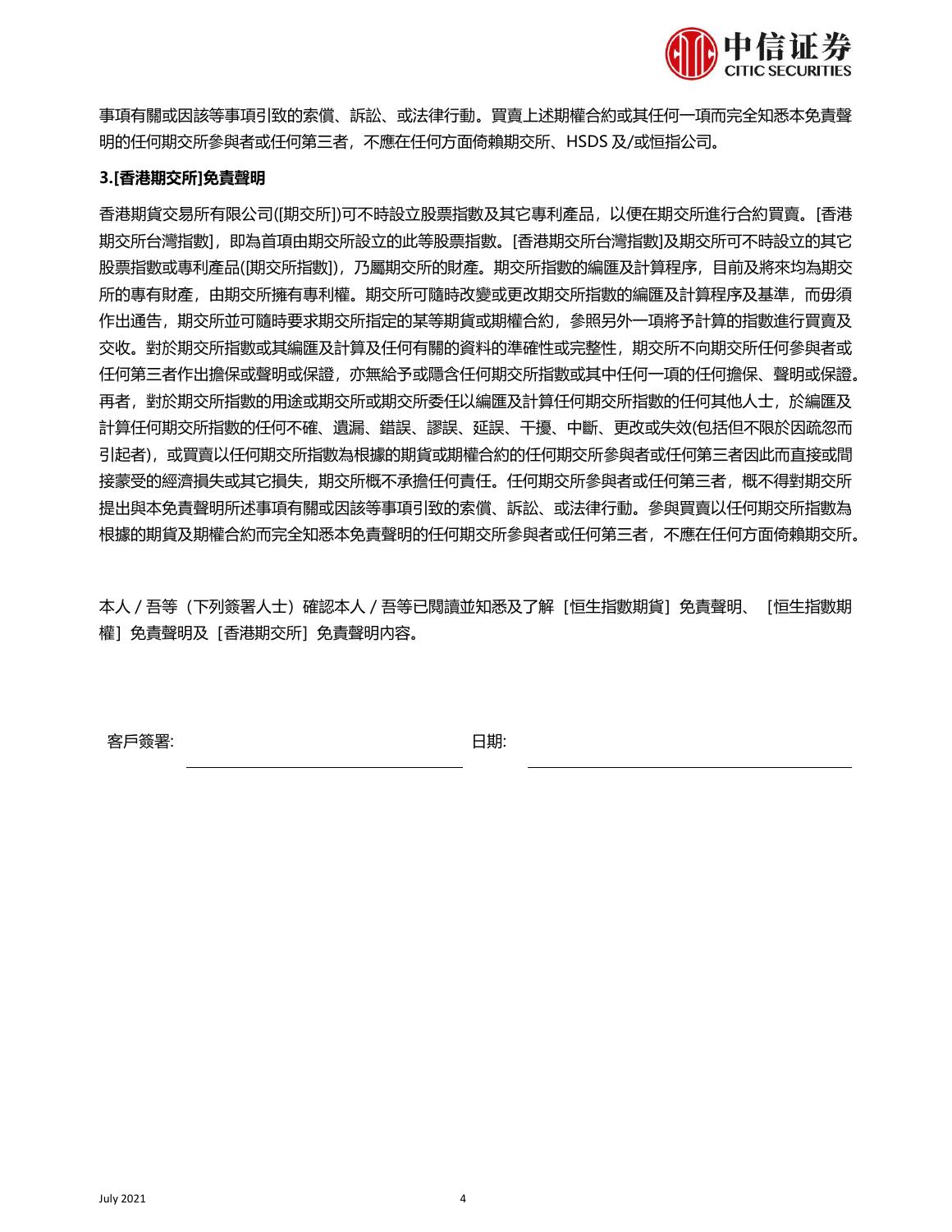事項有關或因該等事項引致的索償、訴訟、或法律行動。買賣上述期權合約或其任何一項而完全知悉本免責聲明的任何期交所參與者或任何第三者，不應在任何方面倚賴期交所、HSDS 及/或恒指公司。

**3.[香港期交所]免責聲明**

香港期貨交易所有限公司([期交所])可不時設立股票指數及其它專利產品，以便在期交所進行合約買賣。[香港期交所台灣指數]，即為首項由期交所設立的此等股票指數。[香港期交所台灣指數]及期交所可不時設立的其它股票指數或專利產品([期交所指數])，乃屬期交所的財產。期交所指數的編匯及計算程序，目前及將來均為期交所的專有財產，由期交所擁有專利權。期交所可隨時改變或更改期交所指數的編匯及計算程序及基準，而毋須作出通告，期交所並可隨時要求期交所指定的某等期貨或期權合約，參照另外一項將予計算的指數進行買賣及交收。對於期交所指數或其編匯及計算及任何有關的資料的準確性或完整性，期交所不向期交所任何參與者或任何第三者作出擔保或聲明或保證，亦無給予或隱含任何期交所指數或其中任何一項的任何擔保、聲明或保證。再者，對於期交所指數的用途或期交所或期交所委任以編匯及計算任何期交所指數的任何其他人士，於編匯及計算任何期交所指數的任何不確、遺漏、錯誤、謬誤、延誤、干擾、中斷、更改或失效(包括但不限於因疏忽而引起者)，或買賣以任何期交所指數為根據的期貨或期權合約的任何期交所參與者或任何第三者因此而直接或間接蒙受的經濟損失或其它損失，期交所概不承擔任何責任。任何期交所參與者或任何第三者，概不得對期交所提出與本免責聲明所述事項有關或因該等事項引致的索償、訴訟、或法律行動。參與買賣以任何期交所指數為根據的期貨及期權合約而完全知悉本免責聲明的任何期交所參與者或任何第三者，不應在任何方面倚賴期交所。

本人 / 吾等（下列簽署人士）確認本人 / 吾等已閱讀並知悉及了解 ［恒生指數期貨］ 免責聲明、 ［恒生指數期權］ 免責聲明及 ［香港期交所］ 免責聲明內容。

客戶簽署: ______________________　　日期: ______________________